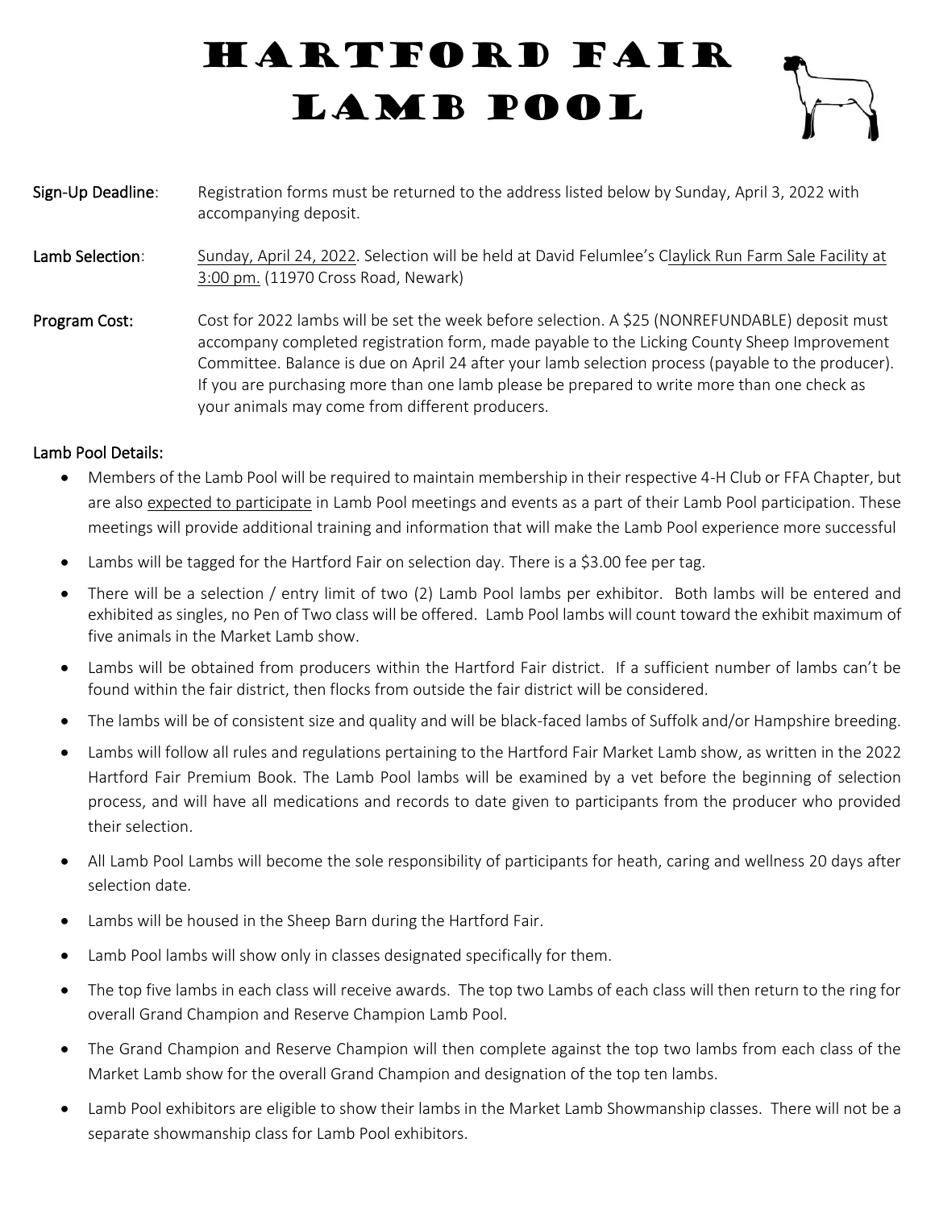# Hartford Fair Lamb Pool

**Sign-Up Deadline**: Registration forms must be returned to the address listed below by Sunday, April 3, 2022 with accompanying deposit.

**Lamb Selection**: Sunday, April 24, 2022. Selection will be held at David Felumlee's Claylick Run Farm Sale Facility at 3:00 pm. (11970 Cross Road, Newark)

**Program Cost:** Cost for 2022 lambs will be set the week before selection. A $25 (NONREFUNDABLE) deposit must accompany completed registration form, made payable to the Licking County Sheep Improvement Committee. Balance is due on April 24 after your lamb selection process (payable to the producer). If you are purchasing more than one lamb please be prepared to write more than one check as your animals may come from different producers.

**Lamb Pool Details:**

- Members of the Lamb Pool will be required to maintain membership in their respective 4-H Club or FFA Chapter, but are also expected to participate in Lamb Pool meetings and events as a part of their Lamb Pool participation. These meetings will provide additional training and information that will make the Lamb Pool experience more successful
- Lambs will be tagged for the Hartford Fair on selection day. There is a $3.00 fee per tag.
- There will be a selection / entry limit of two (2) Lamb Pool lambs per exhibitor. Both lambs will be entered and exhibited as singles, no Pen of Two class will be offered. Lamb Pool lambs will count toward the exhibit maximum of five animals in the Market Lamb show.
- Lambs will be obtained from producers within the Hartford Fair district. If a sufficient number of lambs can't be found within the fair district, then flocks from outside the fair district will be considered.
- The lambs will be of consistent size and quality and will be black-faced lambs of Suffolk and/or Hampshire breeding.
- Lambs will follow all rules and regulations pertaining to the Hartford Fair Market Lamb show, as written in the 2022 Hartford Fair Premium Book. The Lamb Pool lambs will be examined by a vet before the beginning of selection process, and will have all medications and records to date given to participants from the producer who provided their selection.
- All Lamb Pool Lambs will become the sole responsibility of participants for heath, caring and wellness 20 days after selection date.
- Lambs will be housed in the Sheep Barn during the Hartford Fair.
- Lamb Pool lambs will show only in classes designated specifically for them.
- The top five lambs in each class will receive awards. The top two Lambs of each class will then return to the ring for overall Grand Champion and Reserve Champion Lamb Pool.
- The Grand Champion and Reserve Champion will then complete against the top two lambs from each class of the Market Lamb show for the overall Grand Champion and designation of the top ten lambs.
- Lamb Pool exhibitors are eligible to show their lambs in the Market Lamb Showmanship classes. There will not be a separate showmanship class for Lamb Pool exhibitors.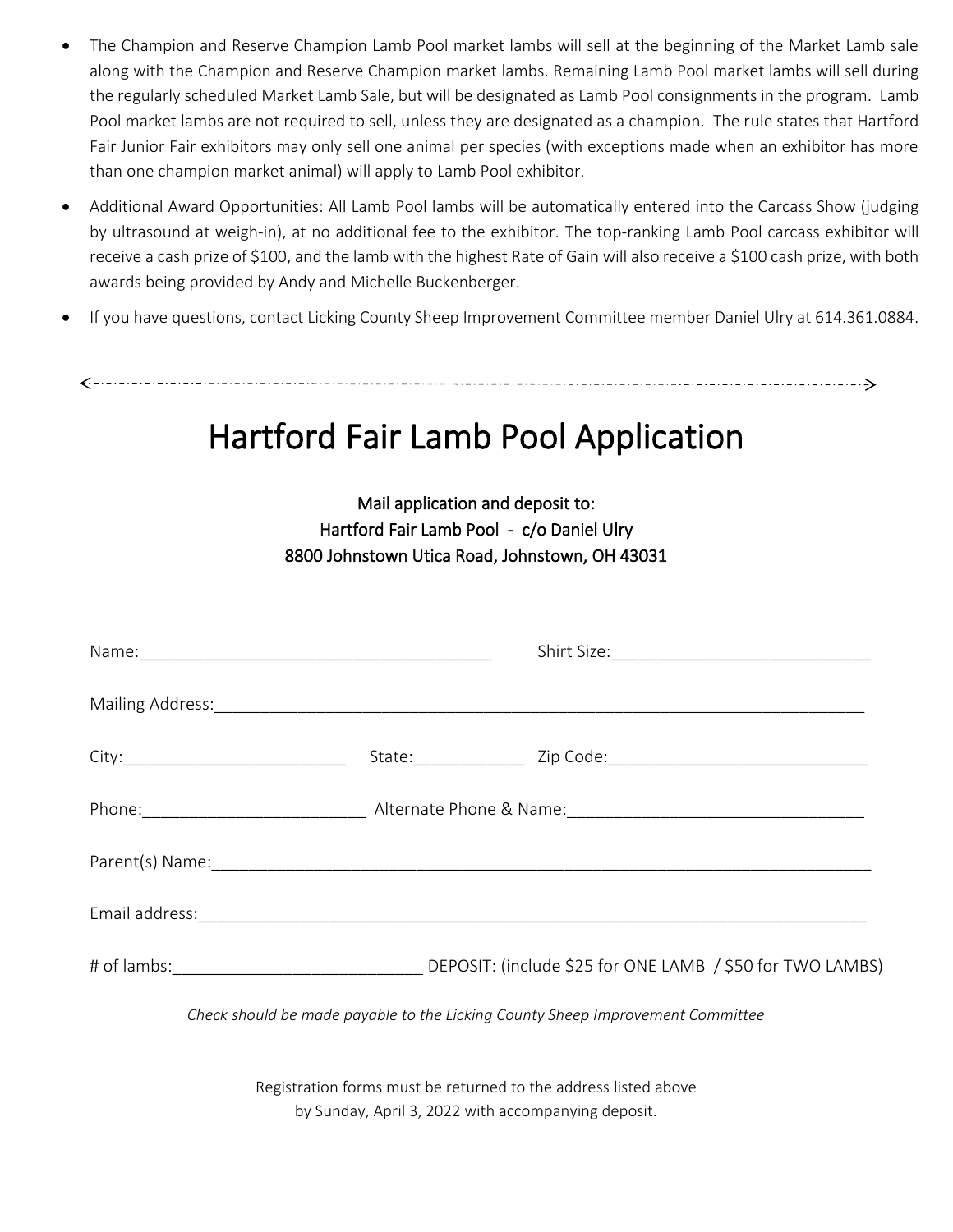- The Champion and Reserve Champion Lamb Pool market lambs will sell at the beginning of the Market Lamb sale along with the Champion and Reserve Champion market lambs. Remaining Lamb Pool market lambs will sell during the regularly scheduled Market Lamb Sale, but will be designated as Lamb Pool consignments in the program. Lamb Pool market lambs are not required to sell, unless they are designated as a champion. The rule states that Hartford Fair Junior Fair exhibitors may only sell one animal per species (with exceptions made when an exhibitor has more than one champion market animal) will apply to Lamb Pool exhibitor.
- Additional Award Opportunities: All Lamb Pool lambs will be automatically entered into the Carcass Show (judging by ultrasound at weigh-in), at no additional fee to the exhibitor. The top-ranking Lamb Pool carcass exhibitor will receive a cash prize of $100, and the lamb with the highest Rate of Gain will also receive a $100 cash prize, with both awards being provided by Andy and Michelle Buckenberger.
- If you have questions, contact Licking County Sheep Improvement Committee member Daniel Ulry at 614.361.0884.

<-------------------------------------------------------------------------------------------->

# Hartford Fair Lamb Pool Application

Mail application and deposit to:
Hartford Fair Lamb Pool - c/o Daniel Ulry
8800 Johnstown Utica Road, Johnstown, OH 43031

Name:______________________________________ Shirt Size:___________________________

Mailing Address:_______________________________________________________________________

City:________________________ State:____________ Zip Code:___________________________

Phone:________________________ Alternate Phone & Name:_______________________________

Parent(s) Name:_______________________________________________________________________

Email address:________________________________________________________________________

# of lambs:___________________________ DEPOSIT: (include $25 for ONE LAMB / $50 for TWO LAMBS)

*Check should be made payable to the Licking County Sheep Improvement Committee*

Registration forms must be returned to the address listed above
by Sunday, April 3, 2022 with accompanying deposit.